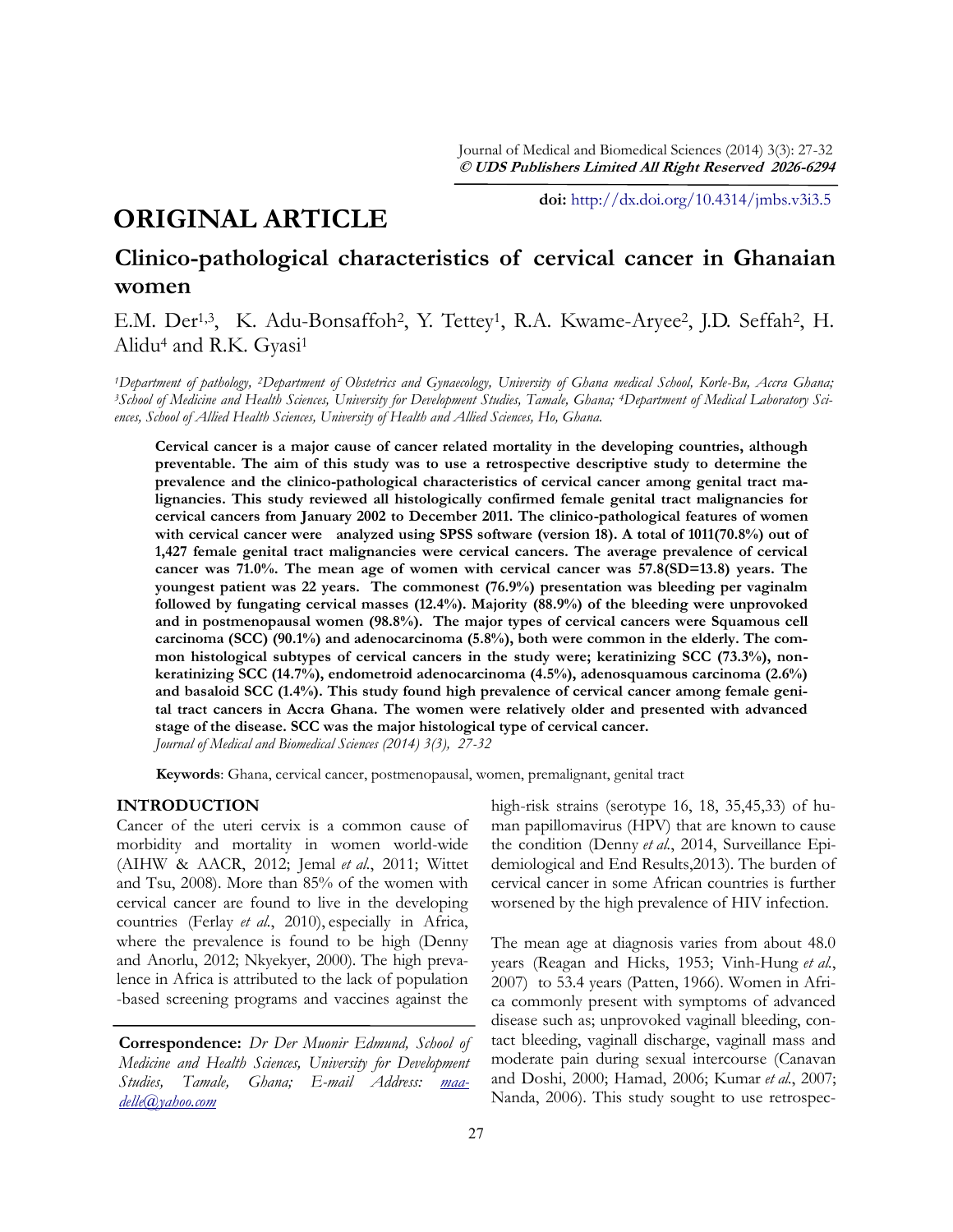doi: http://dx.doi.org/10.4314/jmbs.v3i3.5

# ORIGINAL ARTICLE

## Clinico-pathological characteristics of cervical cancer in Ghanaian women

E.M. Der[1,3], K. Adu-Bonsaffoh[2], Y. Tettey[1], R.A. Kwame-Aryee[2], J.D. Seffah[2], H. Alidu[4] and R.K. Gyasi[1]

*[1]Department of pathology, [2]Department of Obstetrics and Gynaecology, University of Ghana medical School, Korle-Bu, Accra Ghana; [3]School of Medicine and Health Sciences, University for Development Studies, Tamale, Ghana; [4]Department of Medical Laboratory Sciences, School of Allied Health Sciences, University of Health and Allied Sciences, Ho, Ghana.*

**Cervical cancer is a major cause of cancer related mortality in the developing countries, although preventable. The aim of this study was to use a retrospective descriptive study to determine the prevalence and the clinico-pathological characteristics of cervical cancer among genital tract malignancies. This study reviewed all histologically confirmed female genital tract malignancies for cervical cancers from January 2002 to December 2011. The clinico-pathological features of women with cervical cancer were analyzed using SPSS software (version 18). A total of 1011(70.8%) out of 1,427 female genital tract malignancies were cervical cancers. The average prevalence of cervical cancer was 71.0%. The mean age of women with cervical cancer was 57.8(SD=13.8) years. The youngest patient was 22 years. The commonest (76.9%) presentation was bleeding per vaginalm followed by fungating cervical masses (12.4%). Majority (88.9%) of the bleeding were unprovoked and in postmenopausal women (98.8%). The major types of cervical cancers were Squamous cell carcinoma (SCC) (90.1%) and adenocarcinoma (5.8%), both were common in the elderly. The common histological subtypes of cervical cancers in the study were; keratinizing SCC (73.3%), non-keratinizing SCC (14.7%), endometroid adenocarcinoma (4.5%), adenosquamous carcinoma (2.6%) and basaloid SCC (1.4%). This study found high prevalence of cervical cancer among female genital tract cancers in Accra Ghana. The women were relatively older and presented with advanced stage of the disease. SCC was the major histological type of cervical cancer.**

*Journal of Medical and Biomedical Sciences (2014) 3(3), 27-32*

**Keywords**: Ghana, cervical cancer, postmenopausal, women, premalignant, genital tract

## INTRODUCTION

Cancer of the uteri cervix is a common cause of morbidity and mortality in women world-wide (AIHW & AACR, 2012; Jemal *et al.*, 2011; Wittet and Tsu, 2008). More than 85% of the women with cervical cancer are found to live in the developing countries (Ferlay *et al.*, 2010), especially in Africa, where the prevalence is found to be high (Denny and Anorlu, 2012; Nkyekyer, 2000). The high prevalence in Africa is attributed to the lack of population-based screening programs and vaccines against the high-risk strains (serotype 16, 18, 35,45,33) of human papillomavirus (HPV) that are known to cause the condition (Denny *et al.*, 2014, Surveillance Epidemiological and End Results,2013). The burden of cervical cancer in some African countries is further worsened by the high prevalence of HIV infection.

The mean age at diagnosis varies from about 48.0 years (Reagan and Hicks, 1953; Vinh-Hung *et al.*, 2007) to 53.4 years (Patten, 1966). Women in Africa commonly present with symptoms of advanced disease such as; unprovoked vaginall bleeding, contact bleeding, vaginall discharge, vaginall mass and moderate pain during sexual intercourse (Canavan and Doshi, 2000; Hamad, 2006; Kumar *et al.*, 2007; Nanda, 2006). This study sought to use retrospec-

**Correspondence:** *Dr Der Muonir Edmund, School of Medicine and Health Sciences, University for Development Studies, Tamale, Ghana; E-mail Address: maadelle@yahoo.com*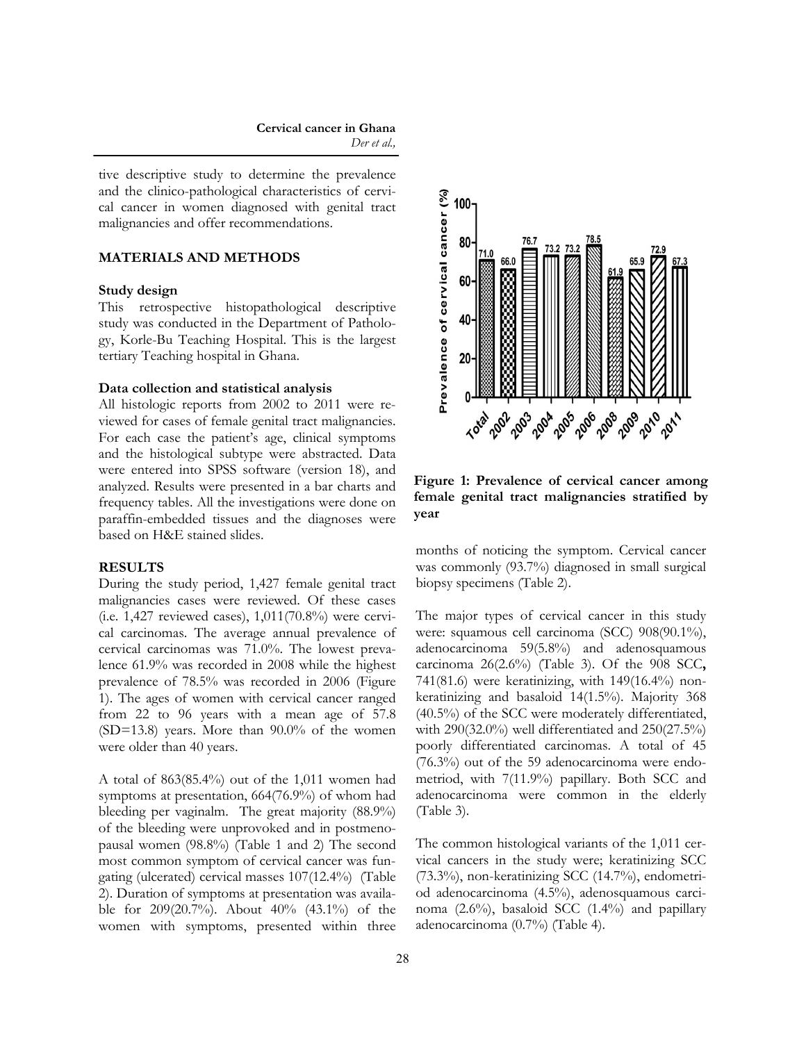tive descriptive study to determine the prevalence and the clinico-pathological characteristics of cervical cancer in women diagnosed with genital tract malignancies and offer recommendations.

## MATERIALS AND METHODS

### Study design

This retrospective histopathological descriptive study was conducted in the Department of Pathology, Korle-Bu Teaching Hospital. This is the largest tertiary Teaching hospital in Ghana.

### Data collection and statistical analysis

All histologic reports from 2002 to 2011 were reviewed for cases of female genital tract malignancies. For each case the patient's age, clinical symptoms and the histological subtype were abstracted. Data were entered into SPSS software (version 18), and analyzed. Results were presented in a bar charts and frequency tables. All the investigations were done on paraffin-embedded tissues and the diagnoses were based on H&E stained slides.

## RESULTS

During the study period, 1,427 female genital tract malignancies cases were reviewed. Of these cases (i.e. 1,427 reviewed cases), 1,011(70.8%) were cervical carcinomas. The average annual prevalence of cervical carcinomas was 71.0%. The lowest prevalence 61.9% was recorded in 2008 while the highest prevalence of 78.5% was recorded in 2006 (Figure 1). The ages of women with cervical cancer ranged from 22 to 96 years with a mean age of 57.8 (SD=13.8) years. More than 90.0% of the women were older than 40 years.

A total of 863(85.4%) out of the 1,011 women had symptoms at presentation, 664(76.9%) of whom had bleeding per vaginalm. The great majority (88.9%) of the bleeding were unprovoked and in postmenopausal women (98.8%) (Table 1 and 2) The second most common symptom of cervical cancer was fungating (ulcerated) cervical masses 107(12.4%) (Table 2). Duration of symptoms at presentation was available for 209(20.7%). About 40% (43.1%) of the women with symptoms, presented within three months of noticing the symptom. Cervical cancer was commonly (93.7%) diagnosed in small surgical biopsy specimens (Table 2).

| | Total | 2002 | 2003 | 2004 | 2005 | 2006 | 2008 | 2009 | 2010 | 2011 |
|---|---|---|---|---|---|---|---|---|---|---|
| Prevalence of cervical cancer (%) | 71.0 | 66.0 | 76.7 | 73.2 | 73.2 | 78.5 | 61.9 | 65.9 | 72.9 | 67.3 |

**Figure 1: Prevalence of cervical cancer among female genital tract malignancies stratified by year**

The major types of cervical cancer in this study were: squamous cell carcinoma (SCC) 908(90.1%), adenocarcinoma 59(5.8%) and adenosquamous carcinoma 26(2.6%) (Table 3). Of the 908 SCC**,** 741(81.6) were keratinizing, with 149(16.4%) non-keratinizing and basaloid 14(1.5%). Majority 368 (40.5%) of the SCC were moderately differentiated, with 290(32.0%) well differentiated and 250(27.5%) poorly differentiated carcinomas. A total of 45 (76.3%) out of the 59 adenocarcinoma were endometriod, with 7(11.9%) papillary. Both SCC and adenocarcinoma were common in the elderly (Table 3).

The common histological variants of the 1,011 cervical cancers in the study were; keratinizing SCC (73.3%), non-keratinizing SCC (14.7%), endometriod adenocarcinoma (4.5%), adenosquamous carcinoma (2.6%), basaloid SCC (1.4%) and papillary adenocarcinoma (0.7%) (Table 4).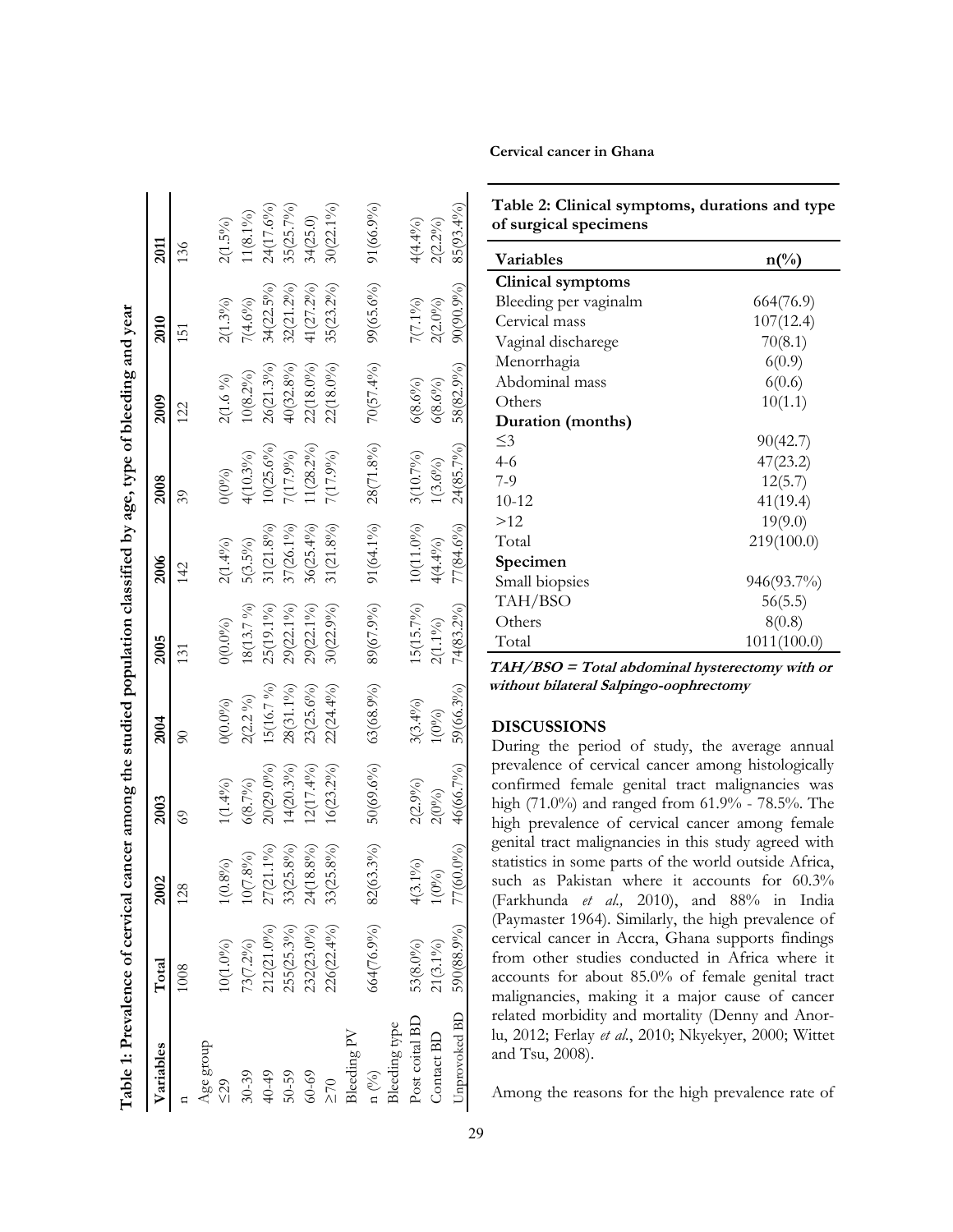**Table 1: Prevalence of cervical cancer among the studied population classified by age, type of bleeding and year**

| Variables | Total | 2002 | 2003 | 2004 | 2005 | 2006 | 2008 | 2009 | 2010 | 2011 |
|---|---|---|---|---|---|---|---|---|---|---|
| n | 1008 | 128 | 69 | 90 | 131 | 142 | 39 | 122 | 151 | 136 |
| Age group | | | | | | | | | | |
| ≤29 | 10(1.0%) | 1(0.8%) | 1(1.4%) | 0(0.0%) | 0(0.0%) | 2(1.4%) | 0(0%) | 2(1.6 %) | 2(1.3%) | 2(1.5%) |
| 30-39 | 73(7.2%) | 10(7.8%) | 6(8.7%) | 2(2.2 %) | 18(13.7 %) | 5(3.5%) | 4(10.3%) | 10(8.2%) | 7(4.6%) | 11(8.1%) |
| 40-49 | 212(21.0%) | 27(21.1%) | 20(29.0%) | 15(16.7 %) | 25(19.1%) | 31(21.8%) | 10(25.6%) | 26(21.3%) | 34(22.5%) | 24(17.6%) |
| 50-59 | 255(25.3%) | 33(25.8%) | 14(20.3%) | 28(31.1%) | 29(22.1%) | 37(26.1%) | 7(17.9%) | 40(32.8%) | 32(21.2%) | 35(25.7%) |
| 60-69 | 232(23.0%) | 24(18.8%) | 12(17.4%) | 23(25.6%) | 29(22.1%) | 36(25.4%) | 11(28.2%) | 22(18.0%) | 41(27.2%) | 34(25.0) |
| ≥70 | 226(22.4%) | 33(25.8%) | 16(23.2%) | 22(24.4%) | 30(22.9%) | 31(21.8%) | 7(17.9%) | 22(18.0%) | 35(23.2%) | 30(22.1%) |
| Bleeding PV | | | | | | | | | | |
| n (%) | 664(76.9%) | 82(63.3%) | 50(69.6%) | 63(68.9%) | 89(67.9%) | 91(64.1%) | 28(71.8%) | 70(57.4%) | 99(65.6%) | 91(66.9%) |
| Bleeding type | | | | | | | | | | |
| Post coital BD | 53(8.0%) | 4(3.1%) | 2(2.9%) | 3(3.4%) | 15(15.7%) | 10(11.0%) | 3(10.7%) | 6(8.6%) | 7(7.1%) | 4(4.4%) |
| Contact BD | 21(3.1%) | 1(0%) | 2(0%) | 1(0%) | 2(1.1%) | 4(4.4%) | 1(3.6%) | 6(8.6%) | 2(2.0%) | 2(2.2%) |
| Unprovoked BD | 590(88.9%) | 77(60.0%) | 46(66.7%) | 59(66.3%) | 74(83.2%) | 77(84.6%) | 24(85.7%) | 58(82.9%) | 90(90.9%) | 85(93.4%) |

**Table 2: Clinical symptoms, durations and type of surgical specimens**

| Variables | n(%) |
|---|---|
| **Clinical symptoms** | |
| Bleeding per vaginalm | 664(76.9) |
| Cervical mass | 107(12.4) |
| Vaginal discharege | 70(8.1) |
| Menorrhagia | 6(0.9) |
| Abdominal mass | 6(0.6) |
| Others | 10(1.1) |
| **Duration (months)** | |
| ≤3 | 90(42.7) |
| 4-6 | 47(23.2) |
| 7-9 | 12(5.7) |
| 10-12 | 41(19.4) |
| >12 | 19(9.0) |
| Total | 219(100.0) |
| **Specimen** | |
| Small biopsies | 946(93.7%) |
| TAH/BSO | 56(5.5) |
| Others | 8(0.8) |
| Total | 1011(100.0) |

***TAH/BSO = Total abdominal hysterectomy with or without bilateral Salpingo-oophrectomy***

## DISCUSSIONS

During the period of study, the average annual prevalence of cervical cancer among histologically confirmed female genital tract malignancies was high (71.0%) and ranged from 61.9% - 78.5%. The high prevalence of cervical cancer among female genital tract malignancies in this study agreed with statistics in some parts of the world outside Africa, such as Pakistan where it accounts for 60.3% (Farkhunda *et al.,* 2010), and 88% in India (Paymaster 1964). Similarly, the high prevalence of cervical cancer in Accra, Ghana supports findings from other studies conducted in Africa where it accounts for about 85.0% of female genital tract malignancies, making it a major cause of cancer related morbidity and mortality (Denny and Anorlu, 2012; Ferlay *et al.*, 2010; Nkyekyer, 2000; Wittet and Tsu, 2008).

Among the reasons for the high prevalence rate of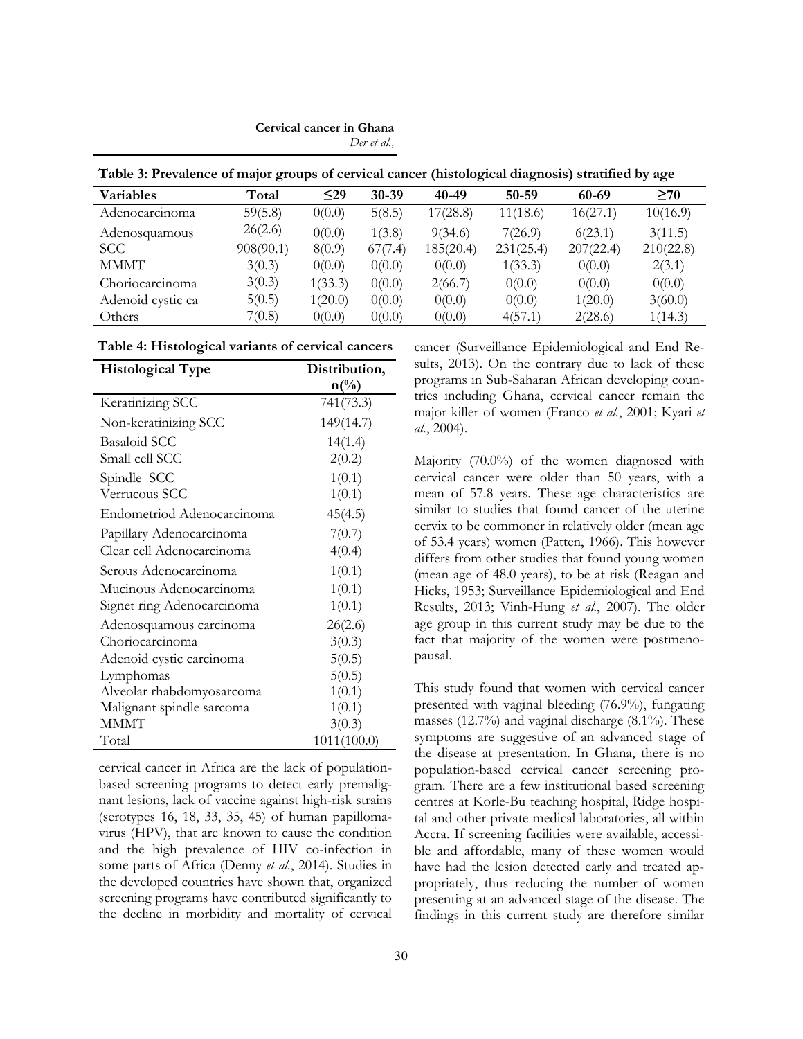**Table 3: Prevalence of major groups of cervical cancer (histological diagnosis) stratified by age**

| Variables | Total | ≤29 | 30-39 | 40-49 | 50-59 | 60-69 | ≥70 |
|---|---|---|---|---|---|---|---|
| Adenocarcinoma | 59(5.8) | 0(0.0) | 5(8.5) | 17(28.8) | 11(18.6) | 16(27.1) | 10(16.9) |
| Adenosquamous | 26(2.6) | 0(0.0) | 1(3.8) | 9(34.6) | 7(26.9) | 6(23.1) | 3(11.5) |
| SCC | 908(90.1) | 8(0.9) | 67(7.4) | 185(20.4) | 231(25.4) | 207(22.4) | 210(22.8) |
| MMMT | 3(0.3) | 0(0.0) | 0(0.0) | 0(0.0) | 1(33.3) | 0(0.0) | 2(3.1) |
| Choriocarcinoma | 3(0.3) | 1(33.3) | 0(0.0) | 2(66.7) | 0(0.0) | 0(0.0) | 0(0.0) |
| Adenoid cystic ca | 5(0.5) | 1(20.0) | 0(0.0) | 0(0.0) | 0(0.0) | 1(20.0) | 3(60.0) |
| Others | 7(0.8) | 0(0.0) | 0(0.0) | 0(0.0) | 4(57.1) | 2(28.6) | 1(14.3) |

**Table 4: Histological variants of cervical cancers**

| Histological Type | Distribution, n(%) |
|---|---|
| Keratinizing SCC | 741(73.3) |
| Non-keratinizing SCC | 149(14.7) |
| Basaloid SCC | 14(1.4) |
| Small cell SCC | 2(0.2) |
| Spindle SCC | 1(0.1) |
| Verrucous SCC | 1(0.1) |
| Endometriod Adenocarcinoma | 45(4.5) |
| Papillary Adenocarcinoma | 7(0.7) |
| Clear cell Adenocarcinoma | 4(0.4) |
| Serous Adenocarcinoma | 1(0.1) |
| Mucinous Adenocarcinoma | 1(0.1) |
| Signet ring Adenocarcinoma | 1(0.1) |
| Adenosquamous carcinoma | 26(2.6) |
| Choriocarcinoma | 3(0.3) |
| Adenoid cystic carcinoma | 5(0.5) |
| Lymphomas | 5(0.5) |
| Alveolar rhabdomyosarcoma | 1(0.1) |
| Malignant spindle sarcoma | 1(0.1) |
| MMMT | 3(0.3) |
| Total | 1011(100.0) |

cervical cancer in Africa are the lack of population-based screening programs to detect early premalignant lesions, lack of vaccine against high-risk strains (serotypes 16, 18, 33, 35, 45) of human papillomavirus (HPV), that are known to cause the condition and the high prevalence of HIV co-infection in some parts of Africa (Denny *et al.*, 2014). Studies in the developed countries have shown that, organized screening programs have contributed significantly to the decline in morbidity and mortality of cervical cancer (Surveillance Epidemiological and End Results, 2013). On the contrary due to lack of these programs in Sub-Saharan African developing countries including Ghana, cervical cancer remain the major killer of women (Franco *et al.*, 2001; Kyari *et al.*, 2004).

Majority (70.0%) of the women diagnosed with cervical cancer were older than 50 years, with a mean of 57.8 years. These age characteristics are similar to studies that found cancer of the uterine cervix to be commoner in relatively older (mean age of 53.4 years) women (Patten, 1966). This however differs from other studies that found young women (mean age of 48.0 years), to be at risk (Reagan and Hicks, 1953; Surveillance Epidemiological and End Results, 2013; Vinh-Hung *et al.*, 2007). The older age group in this current study may be due to the fact that majority of the women were postmenopausal.

This study found that women with cervical cancer presented with vaginal bleeding (76.9%), fungating masses (12.7%) and vaginal discharge (8.1%). These symptoms are suggestive of an advanced stage of the disease at presentation. In Ghana, there is no population-based cervical cancer screening program. There are a few institutional based screening centres at Korle-Bu teaching hospital, Ridge hospital and other private medical laboratories, all within Accra. If screening facilities were available, accessible and affordable, many of these women would have had the lesion detected early and treated appropriately, thus reducing the number of women presenting at an advanced stage of the disease. The findings in this current study are therefore similar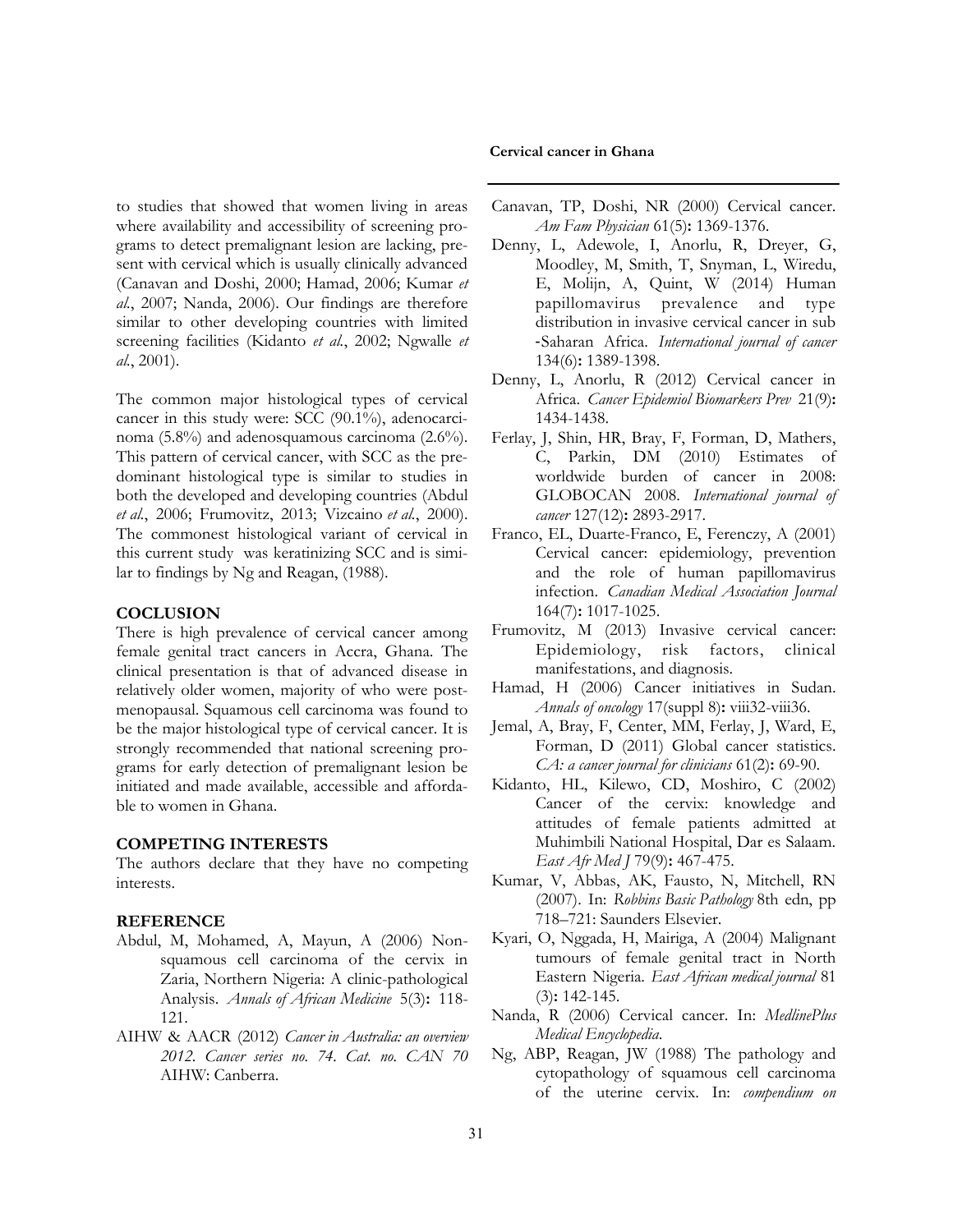to studies that showed that women living in areas where availability and accessibility of screening programs to detect premalignant lesion are lacking, present with cervical which is usually clinically advanced (Canavan and Doshi, 2000; Hamad, 2006; Kumar *et al.*, 2007; Nanda, 2006). Our findings are therefore similar to other developing countries with limited screening facilities (Kidanto *et al.*, 2002; Ngwalle *et al.*, 2001).

The common major histological types of cervical cancer in this study were: SCC (90.1%), adenocarcinoma (5.8%) and adenosquamous carcinoma (2.6%). This pattern of cervical cancer, with SCC as the predominant histological type is similar to studies in both the developed and developing countries (Abdul *et al.*, 2006; Frumovitz, 2013; Vizcaino *et al.*, 2000). The commonest histological variant of cervical in this current study was keratinizing SCC and is similar to findings by Ng and Reagan, (1988).

## COCLUSION

There is high prevalence of cervical cancer among female genital tract cancers in Accra, Ghana. The clinical presentation is that of advanced disease in relatively older women, majority of who were postmenopausal. Squamous cell carcinoma was found to be the major histological type of cervical cancer. It is strongly recommended that national screening programs for early detection of premalignant lesion be initiated and made available, accessible and affordable to women in Ghana.

## COMPETING INTERESTS

The authors declare that they have no competing interests.

## REFERENCE

Abdul, M, Mohamed, A, Mayun, A (2006) Non-squamous cell carcinoma of the cervix in Zaria, Northern Nigeria: A clinic-pathological Analysis. *Annals of African Medicine* 5(3)**:** 118-121.

AIHW & AACR (2012) *Cancer in Australia: an overview 2012. Cancer series no. 74. Cat. no. CAN 70* AIHW: Canberra.

Canavan, TP, Doshi, NR (2000) Cervical cancer. *Am Fam Physician* 61(5)**:** 1369-1376.

Denny, L, Adewole, I, Anorlu, R, Dreyer, G, Moodley, M, Smith, T, Snyman, L, Wiredu, E, Molijn, A, Quint, W (2014) Human papillomavirus prevalence and type distribution in invasive cervical cancer in sub-Saharan Africa. *International journal of cancer* 134(6)**:** 1389-1398.

Denny, L, Anorlu, R (2012) Cervical cancer in Africa. *Cancer Epidemiol Biomarkers Prev* 21(9)**:** 1434-1438.

Ferlay, J, Shin, HR, Bray, F, Forman, D, Mathers, C, Parkin, DM (2010) Estimates of worldwide burden of cancer in 2008: GLOBOCAN 2008. *International journal of cancer* 127(12)**:** 2893-2917.

Franco, EL, Duarte-Franco, E, Ferenczy, A (2001) Cervical cancer: epidemiology, prevention and the role of human papillomavirus infection. *Canadian Medical Association Journal* 164(7)**:** 1017-1025.

Frumovitz, M (2013) Invasive cervical cancer: Epidemiology, risk factors, clinical manifestations, and diagnosis.

Hamad, H (2006) Cancer initiatives in Sudan. *Annals of oncology* 17(suppl 8)**:** viii32-viii36.

Jemal, A, Bray, F, Center, MM, Ferlay, J, Ward, E, Forman, D (2011) Global cancer statistics. *CA: a cancer journal for clinicians* 61(2)**:** 69-90.

Kidanto, HL, Kilewo, CD, Moshiro, C (2002) Cancer of the cervix: knowledge and attitudes of female patients admitted at Muhimbili National Hospital, Dar es Salaam. *East Afr Med J* 79(9)**:** 467-475.

Kumar, V, Abbas, AK, Fausto, N, Mitchell, RN (2007). In: *Robbins Basic Pathology* 8th edn, pp 718–721: Saunders Elsevier.

Kyari, O, Nggada, H, Mairiga, A (2004) Malignant tumours of female genital tract in North Eastern Nigeria. *East African medical journal* 81 (3)**:** 142-145.

Nanda, R (2006) Cervical cancer. In: *MedlinePlus Medical Encyclopedia*.

Ng, ABP, Reagan, JW (1988) The pathology and cytopathology of squamous cell carcinoma of the uterine cervix. In: *compendium on*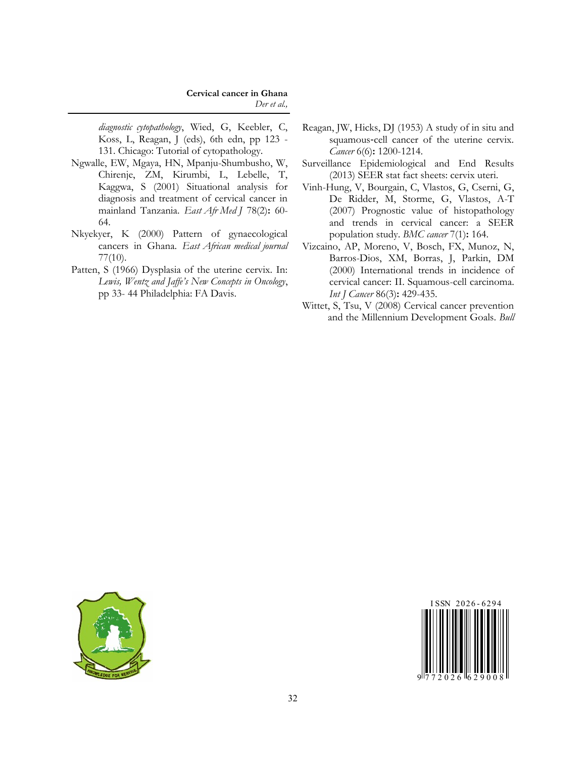*diagnostic cytopathology*, Wied, G, Keebler, C, Koss, L, Reagan, J (eds), 6th edn, pp 123 - 131. Chicago: Tutorial of cytopathology.

Ngwalle, EW, Mgaya, HN, Mpanju-Shumbusho, W, Chirenje, ZM, Kirumbi, L, Lebelle, T, Kaggwa, S (2001) Situational analysis for diagnosis and treatment of cervical cancer in mainland Tanzania. *East Afr Med J* 78(2)**:** 60-64.

Nkyekyer, K (2000) Pattern of gynaecological cancers in Ghana. *East African medical journal* 77(10).

Patten, S (1966) Dysplasia of the uterine cervix. In: *Lewis, Wentz and Jaffe's New Concepts in Oncology*, pp 33- 44 Philadelphia: FA Davis.

Reagan, JW, Hicks, DJ (1953) A study of in situ and squamous-cell cancer of the uterine cervix. *Cancer* 6(6)**:** 1200-1214.

Surveillance Epidemiological and End Results (2013) SEER stat fact sheets: cervix uteri.

Vinh-Hung, V, Bourgain, C, Vlastos, G, Cserni, G, De Ridder, M, Storme, G, Vlastos, A-T (2007) Prognostic value of histopathology and trends in cervical cancer: a SEER population study. *BMC cancer* 7(1)**:** 164.

Vizcaino, AP, Moreno, V, Bosch, FX, Munoz, N, Barros-Dios, XM, Borras, J, Parkin, DM (2000) International trends in incidence of cervical cancer: II. Squamous-cell carcinoma. *Int J Cancer* 86(3)**:** 429-435.

Wittet, S, Tsu, V (2008) Cervical cancer prevention and the Millennium Development Goals. *Bull*

ISSN 2026-6294